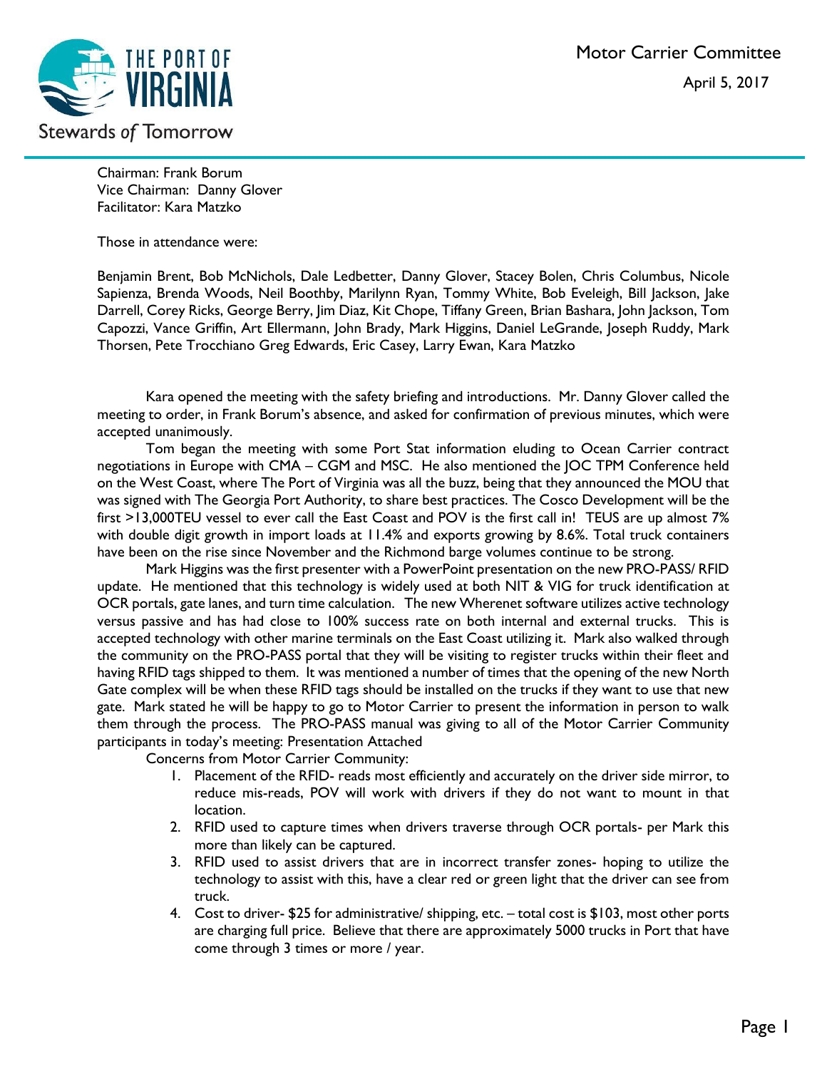Motor Carrier Committee

April 5, 2017

Chairman: Frank Borum
Vice Chairman: Danny Glover
Facilitator: Kara Matzko

Those in attendance were:

Benjamin Brent, Bob McNichols, Dale Ledbetter, Danny Glover, Stacey Bolen, Chris Columbus, Nicole Sapienza, Brenda Woods, Neil Boothby, Marilynn Ryan, Tommy White, Bob Eveleigh, Bill Jackson, Jake Darrell, Corey Ricks, George Berry, Jim Diaz, Kit Chope, Tiffany Green, Brian Bashara, John Jackson, Tom Capozzi, Vance Griffin, Art Ellermann, John Brady, Mark Higgins, Daniel LeGrande, Joseph Ruddy, Mark Thorsen, Pete Trocchiano Greg Edwards, Eric Casey, Larry Ewan, Kara Matzko

Kara opened the meeting with the safety briefing and introductions. Mr. Danny Glover called the meeting to order, in Frank Borum's absence, and asked for confirmation of previous minutes, which were accepted unanimously.

Tom began the meeting with some Port Stat information eluding to Ocean Carrier contract negotiations in Europe with CMA – CGM and MSC. He also mentioned the JOC TPM Conference held on the West Coast, where The Port of Virginia was all the buzz, being that they announced the MOU that was signed with The Georgia Port Authority, to share best practices. The Cosco Development will be the first >13,000TEU vessel to ever call the East Coast and POV is the first call in! TEUS are up almost 7% with double digit growth in import loads at 11.4% and exports growing by 8.6%. Total truck containers have been on the rise since November and the Richmond barge volumes continue to be strong.

Mark Higgins was the first presenter with a PowerPoint presentation on the new PRO-PASS/ RFID update. He mentioned that this technology is widely used at both NIT & VIG for truck identification at OCR portals, gate lanes, and turn time calculation. The new Wherenet software utilizes active technology versus passive and has had close to 100% success rate on both internal and external trucks. This is accepted technology with other marine terminals on the East Coast utilizing it. Mark also walked through the community on the PRO-PASS portal that they will be visiting to register trucks within their fleet and having RFID tags shipped to them. It was mentioned a number of times that the opening of the new North Gate complex will be when these RFID tags should be installed on the trucks if they want to use that new gate. Mark stated he will be happy to go to Motor Carrier to present the information in person to walk them through the process. The PRO-PASS manual was giving to all of the Motor Carrier Community participants in today's meeting: Presentation Attached

Concerns from Motor Carrier Community:

1. Placement of the RFID- reads most efficiently and accurately on the driver side mirror, to reduce mis-reads, POV will work with drivers if they do not want to mount in that location.
2. RFID used to capture times when drivers traverse through OCR portals- per Mark this more than likely can be captured.
3. RFID used to assist drivers that are in incorrect transfer zones- hoping to utilize the technology to assist with this, have a clear red or green light that the driver can see from truck.
4. Cost to driver- $25 for administrative/ shipping, etc. – total cost is $103, most other ports are charging full price. Believe that there are approximately 5000 trucks in Port that have come through 3 times or more / year.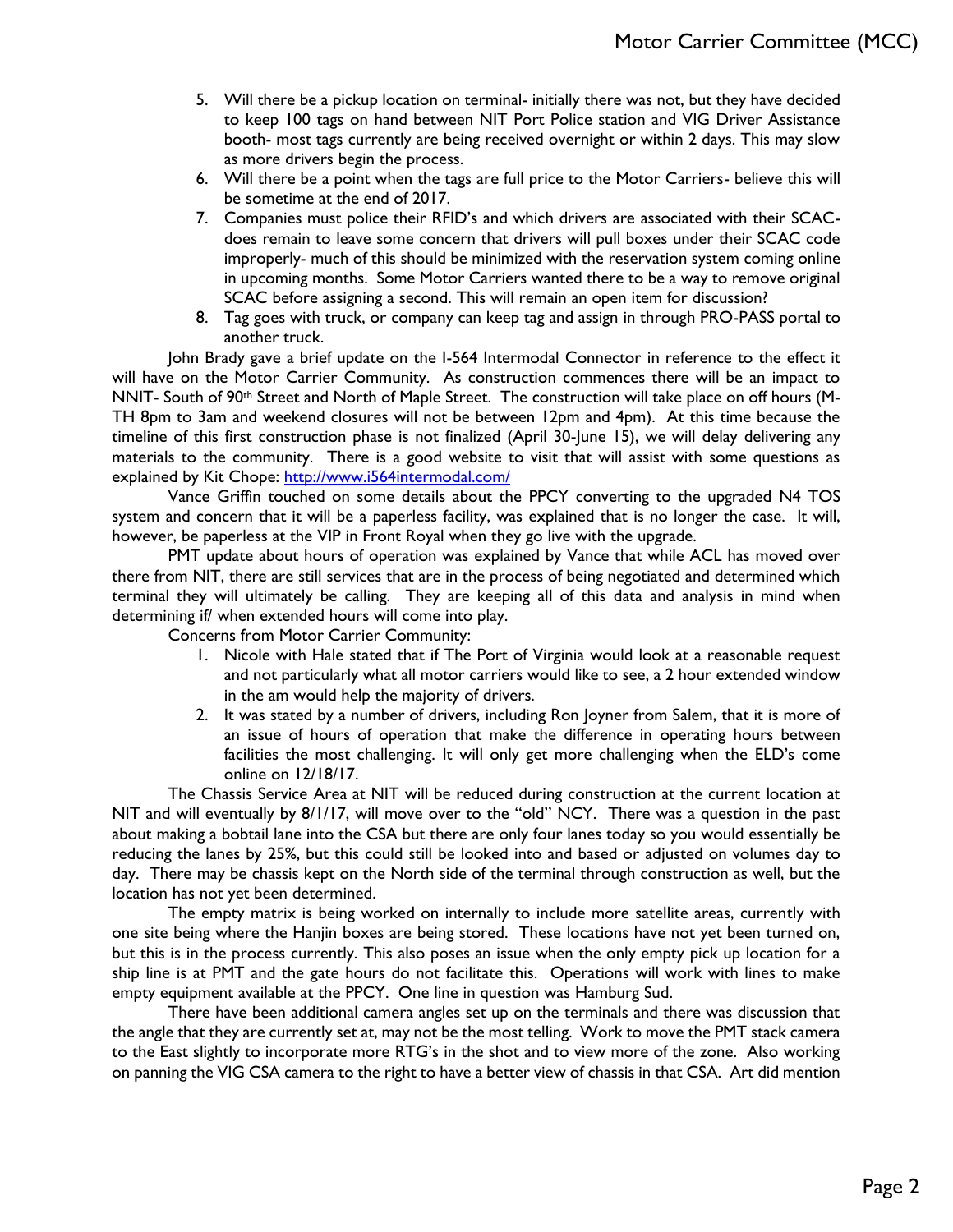5. Will there be a pickup location on terminal- initially there was not, but they have decided to keep 100 tags on hand between NIT Port Police station and VIG Driver Assistance booth- most tags currently are being received overnight or within 2 days. This may slow as more drivers begin the process.
6. Will there be a point when the tags are full price to the Motor Carriers- believe this will be sometime at the end of 2017.
7. Companies must police their RFID's and which drivers are associated with their SCAC- does remain to leave some concern that drivers will pull boxes under their SCAC code improperly- much of this should be minimized with the reservation system coming online in upcoming months. Some Motor Carriers wanted there to be a way to remove original SCAC before assigning a second. This will remain an open item for discussion?
8. Tag goes with truck, or company can keep tag and assign in through PRO-PASS portal to another truck.

John Brady gave a brief update on the I-564 Intermodal Connector in reference to the effect it will have on the Motor Carrier Community. As construction commences there will be an impact to NNIT- South of 90th Street and North of Maple Street. The construction will take place on off hours (M-TH 8pm to 3am and weekend closures will not be between 12pm and 4pm). At this time because the timeline of this first construction phase is not finalized (April 30-June 15), we will delay delivering any materials to the community. There is a good website to visit that will assist with some questions as explained by Kit Chope: http://www.i564intermodal.com/

Vance Griffin touched on some details about the PPCY converting to the upgraded N4 TOS system and concern that it will be a paperless facility, was explained that is no longer the case. It will, however, be paperless at the VIP in Front Royal when they go live with the upgrade.

PMT update about hours of operation was explained by Vance that while ACL has moved over there from NIT, there are still services that are in the process of being negotiated and determined which terminal they will ultimately be calling. They are keeping all of this data and analysis in mind when determining if/ when extended hours will come into play.

Concerns from Motor Carrier Community:

1. Nicole with Hale stated that if The Port of Virginia would look at a reasonable request and not particularly what all motor carriers would like to see, a 2 hour extended window in the am would help the majority of drivers.
2. It was stated by a number of drivers, including Ron Joyner from Salem, that it is more of an issue of hours of operation that make the difference in operating hours between facilities the most challenging. It will only get more challenging when the ELD's come online on 12/18/17.

The Chassis Service Area at NIT will be reduced during construction at the current location at NIT and will eventually by 8/1/17, will move over to the "old" NCY. There was a question in the past about making a bobtail lane into the CSA but there are only four lanes today so you would essentially be reducing the lanes by 25%, but this could still be looked into and based or adjusted on volumes day to day. There may be chassis kept on the North side of the terminal through construction as well, but the location has not yet been determined.

The empty matrix is being worked on internally to include more satellite areas, currently with one site being where the Hanjin boxes are being stored. These locations have not yet been turned on, but this is in the process currently. This also poses an issue when the only empty pick up location for a ship line is at PMT and the gate hours do not facilitate this. Operations will work with lines to make empty equipment available at the PPCY. One line in question was Hamburg Sud.

There have been additional camera angles set up on the terminals and there was discussion that the angle that they are currently set at, may not be the most telling. Work to move the PMT stack camera to the East slightly to incorporate more RTG's in the shot and to view more of the zone. Also working on panning the VIG CSA camera to the right to have a better view of chassis in that CSA. Art did mention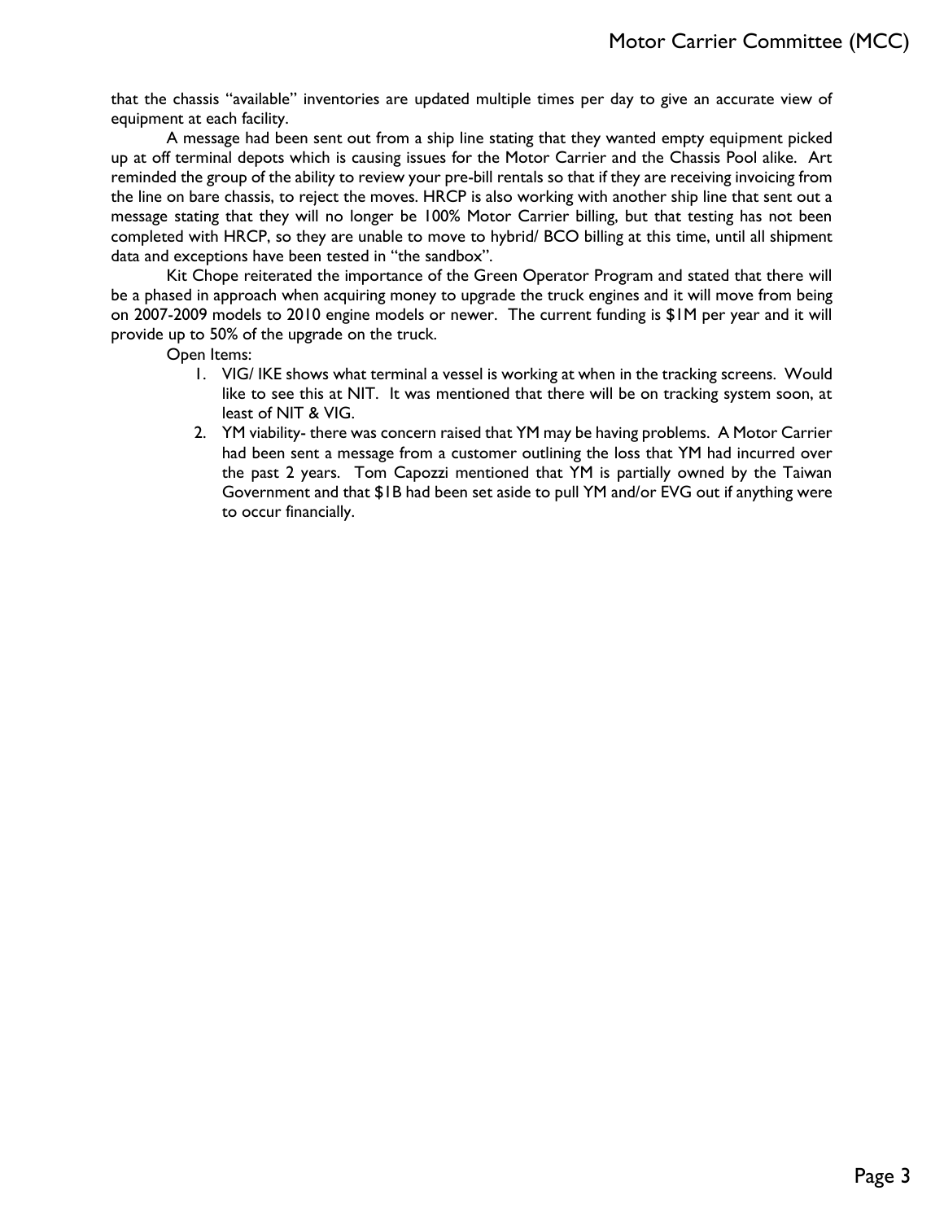that the chassis "available" inventories are updated multiple times per day to give an accurate view of equipment at each facility.

A message had been sent out from a ship line stating that they wanted empty equipment picked up at off terminal depots which is causing issues for the Motor Carrier and the Chassis Pool alike. Art reminded the group of the ability to review your pre-bill rentals so that if they are receiving invoicing from the line on bare chassis, to reject the moves. HRCP is also working with another ship line that sent out a message stating that they will no longer be 100% Motor Carrier billing, but that testing has not been completed with HRCP, so they are unable to move to hybrid/ BCO billing at this time, until all shipment data and exceptions have been tested in "the sandbox".

Kit Chope reiterated the importance of the Green Operator Program and stated that there will be a phased in approach when acquiring money to upgrade the truck engines and it will move from being on 2007-2009 models to 2010 engine models or newer. The current funding is $1M per year and it will provide up to 50% of the upgrade on the truck.

Open Items:

1. VIG/ IKE shows what terminal a vessel is working at when in the tracking screens. Would like to see this at NIT. It was mentioned that there will be on tracking system soon, at least of NIT & VIG.
2. YM viability- there was concern raised that YM may be having problems. A Motor Carrier had been sent a message from a customer outlining the loss that YM had incurred over the past 2 years. Tom Capozzi mentioned that YM is partially owned by the Taiwan Government and that $1B had been set aside to pull YM and/or EVG out if anything were to occur financially.